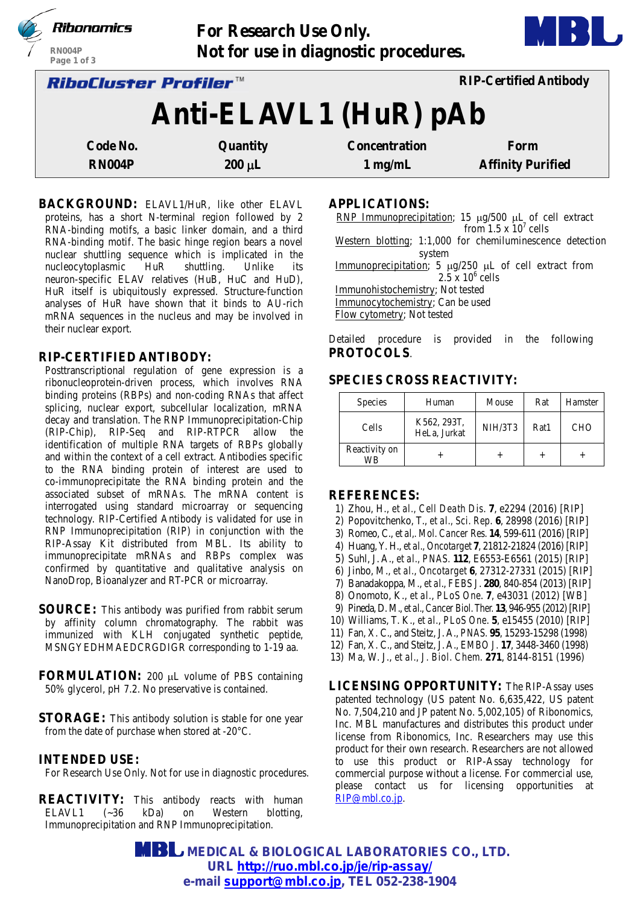For Research Use Only.
Not for use in diagnostic procedures.

RiboCluster Profiler™ — RIP-Certified Antibody

# Anti-ELAVL1 (HuR) pAb

| Code No. | Quantity | Concentration | Form |
|---|---|---|---|
| RN004P | 200 µL | 1 mg/mL | Affinity Purified |

**BACKGROUND:** ELAVL1/HuR, like other ELAVL proteins, has a short N-terminal region followed by 2 RNA-binding motifs, a basic linker domain, and a third RNA-binding motif. The basic hinge region bears a novel nuclear shuttling sequence which is implicated in the nucleocytoplasmic HuR shuttling. Unlike its neuron-specific ELAV relatives (HuB, HuC and HuD), HuR itself is ubiquitously expressed. Structure-function analyses of HuR have shown that it binds to AU-rich mRNA sequences in the nucleus and may be involved in their nuclear export.

**RIP-CERTIFIED ANTIBODY:** Posttranscriptional regulation of gene expression is a ribonucleoprotein-driven process, which involves RNA binding proteins (RBPs) and non-coding RNAs that affect splicing, nuclear export, subcellular localization, mRNA decay and translation. The RNP Immunoprecipitation-Chip (RIP-Chip), RIP-Seq and RIP-RTPCR allow the identification of multiple RNA targets of RBPs globally and within the context of a cell extract. Antibodies specific to the RNA binding protein of interest are used to co-immunoprecipitate the RNA binding protein and the associated subset of mRNAs. The mRNA content is interrogated using standard microarray or sequencing technology. RIP-Certified Antibody is validated for use in RNP Immunoprecipitation (RIP) in conjunction with the RIP-Assay Kit distributed from MBL. Its ability to immunoprecipitate mRNAs and RBPs complex was confirmed by quantitative and qualitative analysis on NanoDrop, Bioanalyzer and RT-PCR or microarray.

**SOURCE:** This antibody was purified from rabbit serum by affinity column chromatography. The rabbit was immunized with KLH conjugated synthetic peptide, MSNGYEDHMAEDCRGDIGR corresponding to 1-19 aa.

**FORMULATION:** 200 µL volume of PBS containing 50% glycerol, pH 7.2. No preservative is contained.

**STORAGE:** This antibody solution is stable for one year from the date of purchase when stored at -20°C.

**INTENDED USE:** For Research Use Only. Not for use in diagnostic procedures.

**REACTIVITY:** This antibody reacts with human ELAVL1 (~36 kDa) on Western blotting, Immunoprecipitation and RNP Immunoprecipitation.

**APPLICATIONS:**

- RNP Immunoprecipitation; 15 µg/500 µL of cell extract from $1.5 \times 10^7$ cells
- Western blotting; 1:1,000 for chemiluminescence detection system
- Immunoprecipitation; 5 µg/250 µL of cell extract from $2.5 \times 10^6$ cells
- Immunohistochemistry; Not tested
- Immunocytochemistry; Can be used
- Flow cytometry; Not tested

Detailed procedure is provided in the following **PROTOCOLS**.

**SPECIES CROSS REACTIVITY:**

| Species | Human | Mouse | Rat | Hamster |
|---|---|---|---|---|
| Cells | K562, 293T, HeLa, Jurkat | NIH/3T3 | Rat1 | CHO |
| Reactivity on WB | + | + | + | + |

**REFERENCES:**

1) Zhou, H., *et al*., *Cell Death Dis.* **7**, e2294 (2016) [RIP]
2) Popovitchenko, T., *et al*., *Sci. Rep.* **6**, 28998 (2016) [RIP]
3) Romeo, C., *et al*,. *Mol. Cancer Res.* **14**, 599-611 (2016) [RIP]
4) Huang, Y. H., *et al*., *Oncotarget* **7**, 21812-21824 (2016) [RIP]
5) Suhl, J. A., *et al*., *PNAS.* **112**, E6553-E6561 (2015) [RIP]
6) Jinbo, M., *et al*., *Oncotarget* **6**, 27312-27331 (2015) [RIP]
7) Banadakoppa, M., *et al*., *FEBS J.* **280**, 840-854 (2013) [RIP]
8) Onomoto, K., *et al*., *PLoS One.* **7**, e43031 (2012) [WB]
9) Pineda, D. M., *et al*., *Cancer Biol. Ther.* **13**, 946-955 (2012) [RIP]
10) Williams, T. K., *et al*., *PLoS One.* **5**, e15455 (2010) [RIP]
11) Fan, X. C., and Steitz, J. A., *PNAS.* **95**, 15293-15298 (1998)
12) Fan, X. C., and Steitz, J. A., *EMBO J.* **17**, 3448-3460 (1998)
13) Ma, W. J., *et al*., *J. Biol. Chem.* **271**, 8144-8151 (1996)

**LICENSING OPPORTUNITY:** The RIP-Assay uses patented technology (US patent No. 6,635,422, US patent No. 7,504,210 and JP patent No. 5,002,105) of Ribonomics, Inc. MBL manufactures and distributes this product under license from Ribonomics, Inc. Researchers may use this product for their own research. Researchers are not allowed to use this product or RIP-Assay technology for commercial purpose without a license. For commercial use, please contact us for licensing opportunities at RIP@mbl.co.jp.

MEDICAL & BIOLOGICAL LABORATORIES CO., LTD.
URL http://ruo.mbl.co.jp/je/rip-assay/
e-mail support@mbl.co.jp, TEL 052-238-1904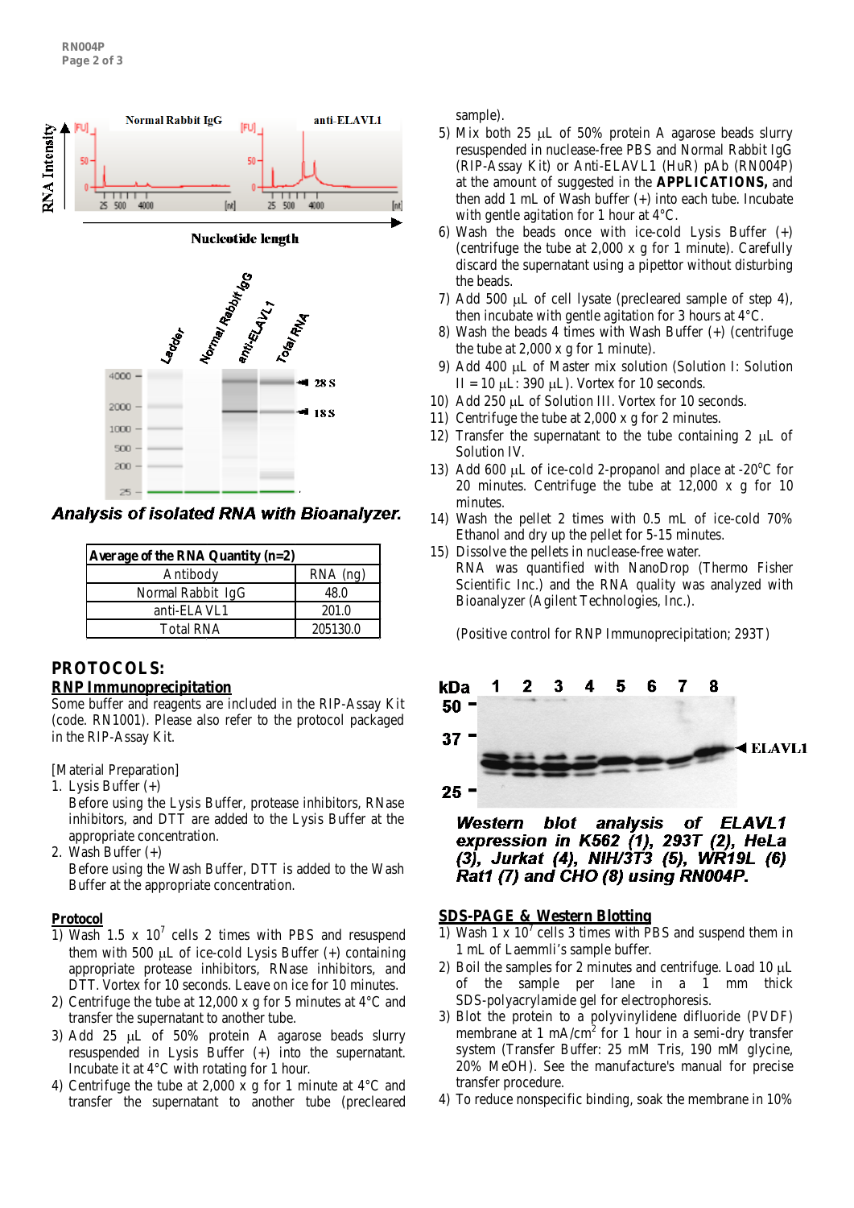Analysis of isolated RNA with Bioanalyzer.

| Average of the RNA Quantity (n=2) | |
|---|---|
| Antibody | RNA (ng) |
| Normal Rabbit IgG | 48.0 |
| anti-ELAVL1 | 201.0 |
| Total RNA | 205130.0 |

## PROTOCOLS:

### RNP Immunoprecipitation

Some buffer and reagents are included in the RIP-Assay Kit (code. RN1001). Please also refer to the protocol packaged in the RIP-Assay Kit.

[Material Preparation]

1. Lysis Buffer (+)
   Before using the Lysis Buffer, protease inhibitors, RNase inhibitors, and DTT are added to the Lysis Buffer at the appropriate concentration.
2. Wash Buffer (+)
   Before using the Wash Buffer, DTT is added to the Wash Buffer at the appropriate concentration.

### Protocol

1) Wash $1.5 \times 10^7$ cells 2 times with PBS and resuspend them with 500 µL of ice-cold Lysis Buffer (+) containing appropriate protease inhibitors, RNase inhibitors, and DTT. Vortex for 10 seconds. Leave on ice for 10 minutes.
2) Centrifuge the tube at 12,000 x g for 5 minutes at 4°C and transfer the supernatant to another tube.
3) Add 25 µL of 50% protein A agarose beads slurry resuspended in Lysis Buffer (+) into the supernatant. Incubate it at 4°C with rotating for 1 hour.
4) Centrifuge the tube at 2,000 x g for 1 minute at 4°C and transfer the supernatant to another tube (precleared sample).
5) Mix both 25 µL of 50% protein A agarose beads slurry resuspended in nuclease-free PBS and Normal Rabbit IgG (RIP-Assay Kit) or Anti-ELAVL1 (HuR) pAb (RN004P) at the amount of suggested in the **APPLICATIONS,** and then add 1 mL of Wash buffer (+) into each tube. Incubate with gentle agitation for 1 hour at 4°C.
6) Wash the beads once with ice-cold Lysis Buffer (+) (centrifuge the tube at 2,000 x g for 1 minute). Carefully discard the supernatant using a pipettor without disturbing the beads.
7) Add 500 µL of cell lysate (precleared sample of step 4), then incubate with gentle agitation for 3 hours at 4°C.
8) Wash the beads 4 times with Wash Buffer (+) (centrifuge the tube at 2,000 x g for 1 minute).
9) Add 400 µL of Master mix solution (Solution I: Solution II = 10 µL: 390 µL). Vortex for 10 seconds.
10) Add 250 µL of Solution III. Vortex for 10 seconds.
11) Centrifuge the tube at 2,000 x g for 2 minutes.
12) Transfer the supernatant to the tube containing 2 µL of Solution IV.
13) Add 600 µL of ice-cold 2-propanol and place at -20°C for 20 minutes. Centrifuge the tube at 12,000 x g for 10 minutes.
14) Wash the pellet 2 times with 0.5 mL of ice-cold 70% Ethanol and dry up the pellet for 5-15 minutes.
15) Dissolve the pellets in nuclease-free water.
    RNA was quantified with NanoDrop (Thermo Fisher Scientific Inc.) and the RNA quality was analyzed with Bioanalyzer (Agilent Technologies, Inc.).

(Positive control for RNP Immunoprecipitation; 293T)

*Western blot analysis of ELAVL1 expression in K562 (1), 293T (2), HeLa (3), Jurkat (4), NIH/3T3 (5), WR19L (6) Rat1 (7) and CHO (8) using RN004P.*

### SDS-PAGE & Western Blotting

1) Wash $1 \times 10^7$ cells 3 times with PBS and suspend them in 1 mL of Laemmli's sample buffer.
2) Boil the samples for 2 minutes and centrifuge. Load 10 µL of the sample per lane in a 1 mm thick SDS-polyacrylamide gel for electrophoresis.
3) Blot the protein to a polyvinylidene difluoride (PVDF) membrane at 1 mA/cm$^2$ for 1 hour in a semi-dry transfer system (Transfer Buffer: 25 mM Tris, 190 mM glycine, 20% MeOH). See the manufacture's manual for precise transfer procedure.
4) To reduce nonspecific binding, soak the membrane in 10%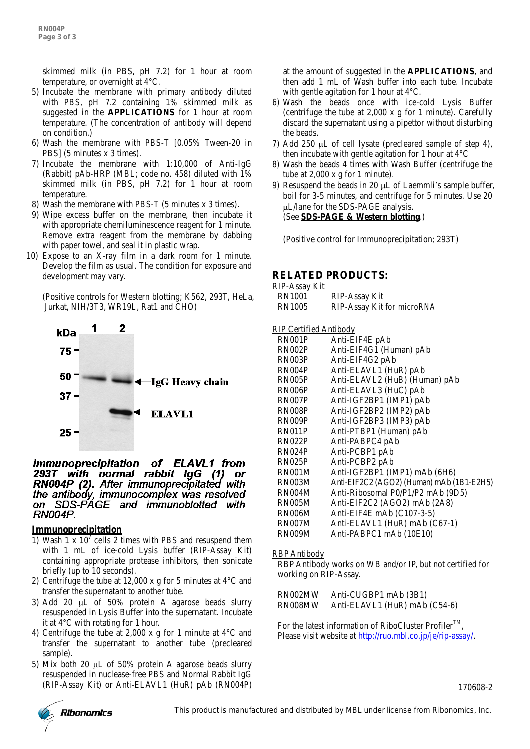skimmed milk (in PBS, pH 7.2) for 1 hour at room temperature, or overnight at 4°C.

5) Incubate the membrane with primary antibody diluted with PBS, pH 7.2 containing 1% skimmed milk as suggested in the **APPLICATIONS** for 1 hour at room temperature. (The concentration of antibody will depend on condition.)
6) Wash the membrane with PBS-T [0.05% Tween-20 in PBS] (5 minutes x 3 times).
7) Incubate the membrane with 1:10,000 of Anti-IgG (Rabbit) pAb-HRP (MBL; code no. 458) diluted with 1% skimmed milk (in PBS, pH 7.2) for 1 hour at room temperature.
8) Wash the membrane with PBS-T (5 minutes x 3 times).
9) Wipe excess buffer on the membrane, then incubate it with appropriate chemiluminescence reagent for 1 minute. Remove extra reagent from the membrane by dabbing with paper towel, and seal it in plastic wrap.
10) Expose to an X-ray film in a dark room for 1 minute. Develop the film as usual. The condition for exposure and development may vary.

(Positive controls for Western blotting; K562, 293T, HeLa, Jurkat, NIH/3T3, WR19L, Rat1 and CHO)

kDa 1 2
75
50 IgG Heavy chain
37
ELAVL1
25

***Immunoprecipitation of ELAVL1 from 293T with normal rabbit IgG (1) or RN004P (2).*** *After immunoprecipitated with the antibody, immunocomplex was resolved on SDS-PAGE and immunoblotted with RN004P.*

## Immunoprecipitation

1) Wash 1 x $10^7$ cells 2 times with PBS and resuspend them with 1 mL of ice-cold Lysis buffer (RIP-Assay Kit) containing appropriate protease inhibitors, then sonicate briefly (up to 10 seconds).
2) Centrifuge the tube at 12,000 x g for 5 minutes at 4°C and transfer the supernatant to another tube.
3) Add 20 µL of 50% protein A agarose beads slurry resuspended in Lysis Buffer into the supernatant. Incubate it at 4°C with rotating for 1 hour.
4) Centrifuge the tube at 2,000 x g for 1 minute at 4°C and transfer the supernatant to another tube (precleared sample).
5) Mix both 20 µL of 50% protein A agarose beads slurry resuspended in nuclease-free PBS and Normal Rabbit IgG (RIP-Assay Kit) or Anti-ELAVL1 (HuR) pAb (RN004P) at the amount of suggested in the **APPLICATIONS**, and then add 1 mL of Wash buffer into each tube. Incubate with gentle agitation for 1 hour at 4°C.
6) Wash the beads once with ice-cold Lysis Buffer (centrifuge the tube at 2,000 x g for 1 minute). Carefully discard the supernatant using a pipettor without disturbing the beads.
7) Add 250 µL of cell lysate (precleared sample of step 4), then incubate with gentle agitation for 1 hour at 4°C
8) Wash the beads 4 times with Wash Buffer (centrifuge the tube at 2,000 x g for 1 minute).
9) Resuspend the beads in 20 µL of Laemmli's sample buffer, boil for 3-5 minutes, and centrifuge for 5 minutes. Use 20 µL/lane for the SDS-PAGE analysis.
(See **SDS-PAGE & Western blotting**.)

(Positive control for Immunoprecipitation; 293T)

## RELATED PRODUCTS:

RIP-Assay Kit

| | |
|---|---|
| RN1001 | RIP-Assay Kit |
| RN1005 | RIP-Assay Kit for microRNA |

RIP Certified Antibody

| | |
|---|---|
| RN001P | Anti-EIF4E pAb |
| RN002P | Anti-EIF4G1 (Human) pAb |
| RN003P | Anti-EIF4G2 pAb |
| RN004P | Anti-ELAVL1 (HuR) pAb |
| RN005P | Anti-ELAVL2 (HuB) (Human) pAb |
| RN006P | Anti-ELAVL3 (HuC) pAb |
| RN007P | Anti-IGF2BP1 (IMP1) pAb |
| RN008P | Anti-IGF2BP2 (IMP2) pAb |
| RN009P | Anti-IGF2BP3 (IMP3) pAb |
| RN011P | Anti-PTBP1 (Human) pAb |
| RN022P | Anti-PABPC4 pAb |
| RN024P | Anti-PCBP1 pAb |
| RN025P | Anti-PCBP2 pAb |
| RN001M | Anti-IGF2BP1 (IMP1) mAb (6H6) |
| RN003M | Anti-EIF2C2 (AGO2) (Human) mAb (1B1-E2H5) |
| RN004M | Anti-Ribosomal P0/P1/P2 mAb (9D5) |
| RN005M | Anti-EIF2C2 (AGO2) mAb (2A8) |
| RN006M | Anti-EIF4E mAb (C107-3-5) |
| RN007M | Anti-ELAVL1 (HuR) mAb (C67-1) |
| RN009M | Anti-PABPC1 mAb (10E10) |

RBP Antibody

RBP Antibody works on WB and/or IP, but not certified for working on RIP-Assay.

| | |
|---|---|
| RN002MW | Anti-CUGBP1 mAb (3B1) |
| RN008MW | Anti-ELAVL1 (HuR) mAb (C54-6) |

For the latest information of RiboCluster Profiler™, Please visit website at http://ruo.mbl.co.jp/je/rip-assay/.

170608-2

This product is manufactured and distributed by MBL under license from Ribonomics, Inc.